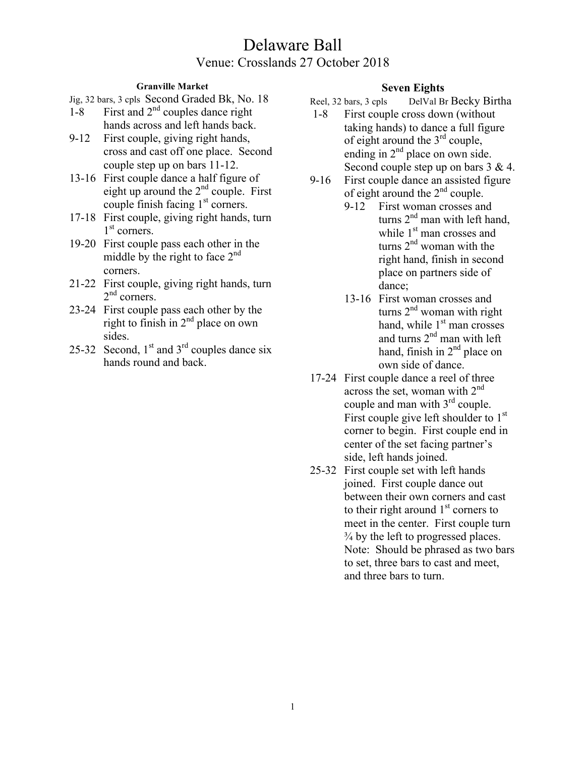# Delaware Ball

## Venue: Crosslands 27 October 2018

### Granville Market

Jig, 32 bars, 3 cpls Second Graded Bk, No. 18

- 1-8 First and 2nd couples dance right hands across and left hands back.
- 9-12 First couple, giving right hands, cross and cast off one place. Second couple step up on bars 11-12.
- 13-16 First couple dance a half figure of eight up around the 2nd couple. First couple finish facing 1st corners.
- 17-18 First couple, giving right hands, turn 1st corners.
- 19-20 First couple pass each other in the middle by the right to face 2nd corners.
- 21-22 First couple, giving right hands, turn 2nd corners.
- 23-24 First couple pass each other by the right to finish in 2nd place on own sides.
- 25-32 Second, 1st and 3rd couples dance six hands round and back.

### Seven Eights

Reel, 32 bars, 3 cpls DelVal Br Becky Birtha

- 1-8 First couple cross down (without taking hands) to dance a full figure of eight around the 3rd couple, ending in 2nd place on own side. Second couple step up on bars 3 & 4.
- 9-16 First couple dance an assisted figure of eight around the 2nd couple.
  - 9-12 First woman crosses and turns 2nd man with left hand, while 1st man crosses and turns 2nd woman with the right hand, finish in second place on partners side of dance;
  - 13-16 First woman crosses and turns 2nd woman with right hand, while 1st man crosses and turns 2nd man with left hand, finish in 2nd place on own side of dance.
- 17-24 First couple dance a reel of three across the set, woman with 2nd couple and man with 3rd couple. First couple give left shoulder to 1st corner to begin. First couple end in center of the set facing partner's side, left hands joined.
- 25-32 First couple set with left hands joined. First couple dance out between their own corners and cast to their right around 1st corners to meet in the center. First couple turn ¾ by the left to progressed places. Note: Should be phrased as two bars to set, three bars to cast and meet, and three bars to turn.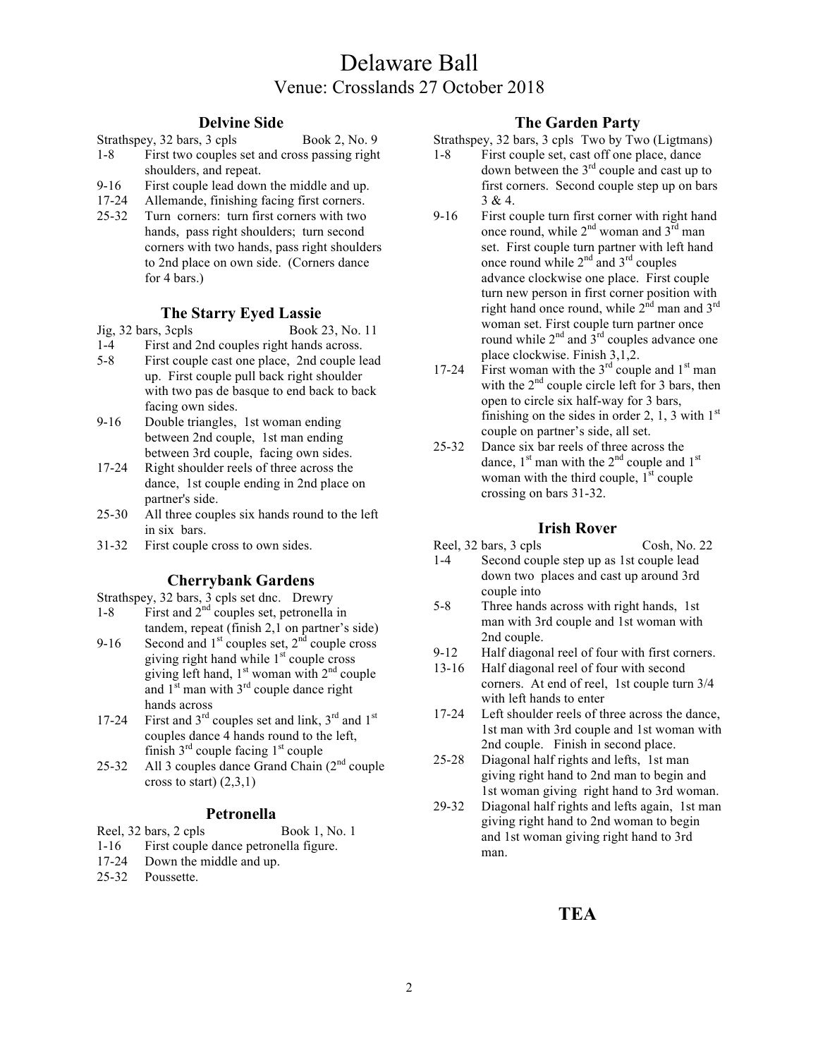# Delaware Ball

## Venue: Crosslands 27 October 2018

### Delvine Side

Strathspey, 32 bars, 3 cpls — Book 2, No. 9

- 1-8 First two couples set and cross passing right shoulders, and repeat.
- 9-16 First couple lead down the middle and up.
- 17-24 Allemande, finishing facing first corners.
- 25-32 Turn corners: turn first corners with two hands, pass right shoulders; turn second corners with two hands, pass right shoulders to 2nd place on own side. (Corners dance for 4 bars.)

### The Starry Eyed Lassie

Jig, 32 bars, 3cpls — Book 23, No. 11

- 1-4 First and 2nd couples right hands across.
- 5-8 First couple cast one place, 2nd couple lead up. First couple pull back right shoulder with two pas de basque to end back to back facing own sides.
- 9-16 Double triangles, 1st woman ending between 2nd couple, 1st man ending between 3rd couple, facing own sides.
- 17-24 Right shoulder reels of three across the dance, 1st couple ending in 2nd place on partner's side.
- 25-30 All three couples six hands round to the left in six bars.
- 31-32 First couple cross to own sides.

### Cherrybank Gardens

Strathspey, 32 bars, 3 cpls set dnc. Drewry

- 1-8 First and 2nd couples set, petronella in tandem, repeat (finish 2,1 on partner's side)
- 9-16 Second and 1st couples set, 2nd couple cross giving right hand while 1st couple cross giving left hand, 1st woman with 2nd couple and 1st man with 3rd couple dance right hands across
- 17-24 First and 3rd couples set and link, 3rd and 1st couples dance 4 hands round to the left, finish 3rd couple facing 1st couple
- 25-32 All 3 couples dance Grand Chain (2nd couple cross to start) (2,3,1)

### Petronella

Reel, 32 bars, 2 cpls — Book 1, No. 1

- 1-16 First couple dance petronella figure.
- 17-24 Down the middle and up.
- 25-32 Poussette.

### The Garden Party

Strathspey, 32 bars, 3 cpls Two by Two (Ligtmans)

- 1-8 First couple set, cast off one place, dance down between the 3rd couple and cast up to first corners. Second couple step up on bars 3 & 4.
- 9-16 First couple turn first corner with right hand once round, while 2nd woman and 3rd man set. First couple turn partner with left hand once round while 2nd and 3rd couples advance clockwise one place. First couple turn new person in first corner position with right hand once round, while 2nd man and 3rd woman set. First couple turn partner once round while 2nd and 3rd couples advance one place clockwise. Finish 3,1,2.
- 17-24 First woman with the 3rd couple and 1st man with the 2nd couple circle left for 3 bars, then open to circle six half-way for 3 bars, finishing on the sides in order 2, 1, 3 with 1st couple on partner's side, all set.
- 25-32 Dance six bar reels of three across the dance, 1st man with the 2nd couple and 1st woman with the third couple, 1st couple crossing on bars 31-32.

### Irish Rover

Reel, 32 bars, 3 cpls — Cosh, No. 22

- 1-4 Second couple step up as 1st couple lead down two places and cast up around 3rd couple into
- 5-8 Three hands across with right hands, 1st man with 3rd couple and 1st woman with 2nd couple.
- 9-12 Half diagonal reel of four with first corners.
- 13-16 Half diagonal reel of four with second corners. At end of reel, 1st couple turn 3/4 with left hands to enter
- 17-24 Left shoulder reels of three across the dance, 1st man with 3rd couple and 1st woman with 2nd couple. Finish in second place.
- 25-28 Diagonal half rights and lefts, 1st man giving right hand to 2nd man to begin and 1st woman giving right hand to 3rd woman.
- 29-32 Diagonal half rights and lefts again, 1st man giving right hand to 2nd woman to begin and 1st woman giving right hand to 3rd man.

## TEA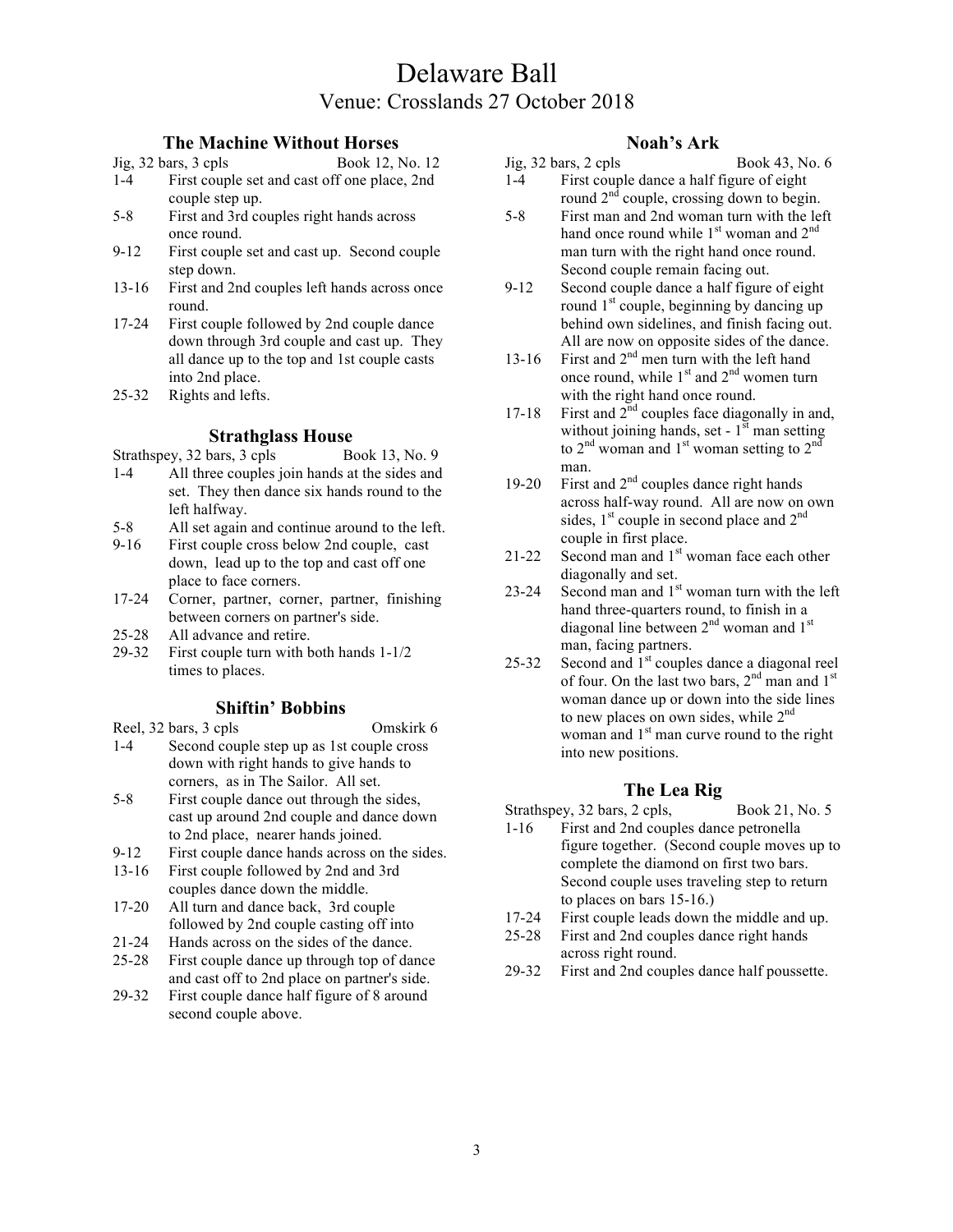# Delaware Ball

## Venue: Crosslands 27 October 2018

### The Machine Without Horses

Jig, 32 bars, 3 cpls — Book 12, No. 12

- 1-4 First couple set and cast off one place, 2nd couple step up.
- 5-8 First and 3rd couples right hands across once round.
- 9-12 First couple set and cast up. Second couple step down.
- 13-16 First and 2nd couples left hands across once round.
- 17-24 First couple followed by 2nd couple dance down through 3rd couple and cast up. They all dance up to the top and 1st couple casts into 2nd place.
- 25-32 Rights and lefts.

### Strathglass House

Strathspey, 32 bars, 3 cpls — Book 13, No. 9

- 1-4 All three couples join hands at the sides and set. They then dance six hands round to the left halfway.
- 5-8 All set again and continue around to the left.
- 9-16 First couple cross below 2nd couple, cast down, lead up to the top and cast off one place to face corners.
- 17-24 Corner, partner, corner, partner, finishing between corners on partner's side.
- 25-28 All advance and retire.
- 29-32 First couple turn with both hands 1-1/2 times to places.

### Shiftin' Bobbins

Reel, 32 bars, 3 cpls — Omskirk 6

- 1-4 Second couple step up as 1st couple cross down with right hands to give hands to corners, as in The Sailor. All set.
- 5-8 First couple dance out through the sides, cast up around 2nd couple and dance down to 2nd place, nearer hands joined.
- 9-12 First couple dance hands across on the sides.
- 13-16 First couple followed by 2nd and 3rd couples dance down the middle.
- 17-20 All turn and dance back, 3rd couple followed by 2nd couple casting off into
- 21-24 Hands across on the sides of the dance.
- 25-28 First couple dance up through top of dance and cast off to 2nd place on partner's side.
- 29-32 First couple dance half figure of 8 around second couple above.

### Noah's Ark

Jig, 32 bars, 2 cpls — Book 43, No. 6

- 1-4 First couple dance a half figure of eight round 2nd couple, crossing down to begin.
- 5-8 First man and 2nd woman turn with the left hand once round while 1st woman and 2nd man turn with the right hand once round. Second couple remain facing out.
- 9-12 Second couple dance a half figure of eight round 1st couple, beginning by dancing up behind own sidelines, and finish facing out. All are now on opposite sides of the dance.
- 13-16 First and 2nd men turn with the left hand once round, while 1st and 2nd women turn with the right hand once round.
- 17-18 First and 2nd couples face diagonally in and, without joining hands, set - 1st man setting to 2nd woman and 1st woman setting to 2nd man.
- 19-20 First and 2nd couples dance right hands across half-way round. All are now on own sides, 1st couple in second place and 2nd couple in first place.
- 21-22 Second man and 1st woman face each other diagonally and set.
- 23-24 Second man and 1st woman turn with the left hand three-quarters round, to finish in a diagonal line between 2nd woman and 1st man, facing partners.
- 25-32 Second and 1st couples dance a diagonal reel of four. On the last two bars, 2nd man and 1st woman dance up or down into the side lines to new places on own sides, while 2nd woman and 1st man curve round to the right into new positions.

### The Lea Rig

Strathspey, 32 bars, 2 cpls, — Book 21, No. 5

- 1-16 First and 2nd couples dance petronella figure together. (Second couple moves up to complete the diamond on first two bars. Second couple uses traveling step to return to places on bars 15-16.)
- 17-24 First couple leads down the middle and up.
- 25-28 First and 2nd couples dance right hands across right round.
- 29-32 First and 2nd couples dance half poussette.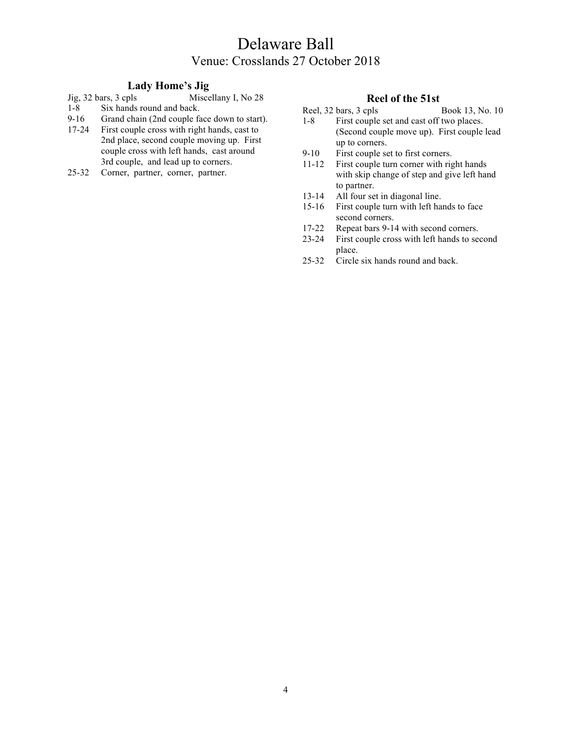# Delaware Ball

## Venue: Crosslands 27 October 2018

### Lady Home's Jig

Jig, 32 bars, 3 cpls — Miscellany I, No 28

- 1-8 Six hands round and back.
- 9-16 Grand chain (2nd couple face down to start).
- 17-24 First couple cross with right hands, cast to 2nd place, second couple moving up. First couple cross with left hands, cast around 3rd couple, and lead up to corners.
- 25-32 Corner, partner, corner, partner.

### Reel of the 51st

Reel, 32 bars, 3 cpls — Book 13, No. 10

- 1-8 First couple set and cast off two places. (Second couple move up). First couple lead up to corners.
- 9-10 First couple set to first corners.
- 11-12 First couple turn corner with right hands with skip change of step and give left hand to partner.
- 13-14 All four set in diagonal line.
- 15-16 First couple turn with left hands to face second corners.
- 17-22 Repeat bars 9-14 with second corners.
- 23-24 First couple cross with left hands to second place.
- 25-32 Circle six hands round and back.